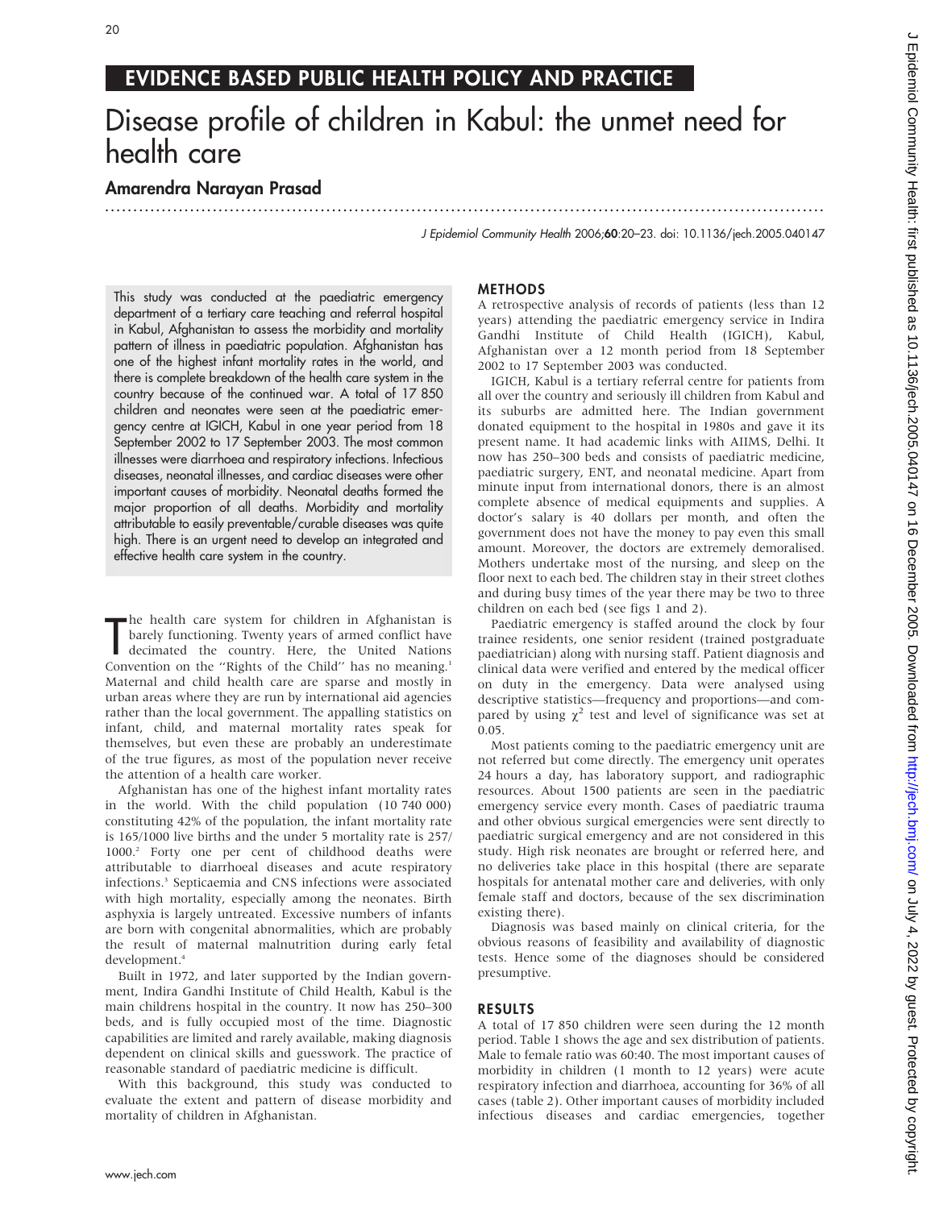## EVIDENCE BASED PUBLIC HEALTH POLICY AND PRACTICE

# Disease profile of children in Kabul: the unmet need for health care

**Amarendra Narayan Prasad**

*J Epidemiol Community Health* 2006;**60**:20–23. doi: 10.1136/jech.2005.040147

This study was conducted at the paediatric emergency department of a tertiary care teaching and referral hospital in Kabul, Afghanistan to assess the morbidity and mortality pattern of illness in paediatric population. Afghanistan has one of the highest infant mortality rates in the world, and there is complete breakdown of the health care system in the country because of the continued war. A total of 17 850 children and neonates were seen at the paediatric emergency centre at IGICH, Kabul in one year period from 18 September 2002 to 17 September 2003. The most common illnesses were diarrhoea and respiratory infections. Infectious diseases, neonatal illnesses, and cardiac diseases were other important causes of morbidity. Neonatal deaths formed the major proportion of all deaths. Morbidity and mortality attributable to easily preventable/curable diseases was quite high. There is an urgent need to develop an integrated and effective health care system in the country.

The health care system for children in Afghanistan is barely functioning. Twenty years of armed conflict have decimated the country. Here, the United Nations Convention on the "Rights of the Child" has no meaning.[1] Maternal and child health care are sparse and mostly in urban areas where they are run by international aid agencies rather than the local government. The appalling statistics on infant, child, and maternal mortality rates speak for themselves, but even these are probably an underestimate of the true figures, as most of the population never receive the attention of a health care worker.

Afghanistan has one of the highest infant mortality rates in the world. With the child population (10 740 000) constituting 42% of the population, the infant mortality rate is 165/1000 live births and the under 5 mortality rate is 257/1000.[2] Forty one per cent of childhood deaths were attributable to diarrhoeal diseases and acute respiratory infections.[3] Septicaemia and CNS infections were associated with high mortality, especially among the neonates. Birth asphyxia is largely untreated. Excessive numbers of infants are born with congenital abnormalities, which are probably the result of maternal malnutrition during early fetal development.[4]

Built in 1972, and later supported by the Indian government, Indira Gandhi Institute of Child Health, Kabul is the main childrens hospital in the country. It now has 250–300 beds, and is fully occupied most of the time. Diagnostic capabilities are limited and rarely available, making diagnosis dependent on clinical skills and guesswork. The practice of reasonable standard of paediatric medicine is difficult.

With this background, this study was conducted to evaluate the extent and pattern of disease morbidity and mortality of children in Afghanistan.

## METHODS

A retrospective analysis of records of patients (less than 12 years) attending the paediatric emergency service in Indira Gandhi Institute of Child Health (IGICH), Kabul, Afghanistan over a 12 month period from 18 September 2002 to 17 September 2003 was conducted.

IGICH, Kabul is a tertiary referral centre for patients from all over the country and seriously ill children from Kabul and its suburbs are admitted here. The Indian government donated equipment to the hospital in 1980s and gave it its present name. It had academic links with AIIMS, Delhi. It now has 250–300 beds and consists of paediatric medicine, paediatric surgery, ENT, and neonatal medicine. Apart from minute input from international donors, there is an almost complete absence of medical equipments and supplies. A doctor's salary is 40 dollars per month, and often the government does not have the money to pay even this small amount. Moreover, the doctors are extremely demoralised. Mothers undertake most of the nursing, and sleep on the floor next to each bed. The children stay in their street clothes and during busy times of the year there may be two to three children on each bed (see figs 1 and 2).

Paediatric emergency is staffed around the clock by four trainee residents, one senior resident (trained postgraduate paediatrician) along with nursing staff. Patient diagnosis and clinical data were verified and entered by the medical officer on duty in the emergency. Data were analysed using descriptive statistics—frequency and proportions—and compared by using $\chi^2$ test and level of significance was set at 0.05.

Most patients coming to the paediatric emergency unit are not referred but come directly. The emergency unit operates 24 hours a day, has laboratory support, and radiographic resources. About 1500 patients are seen in the paediatric emergency service every month. Cases of paediatric trauma and other obvious surgical emergencies were sent directly to paediatric surgical emergency and are not considered in this study. High risk neonates are brought or referred here, and no deliveries take place in this hospital (there are separate hospitals for antenatal mother care and deliveries, with only female staff and doctors, because of the sex discrimination existing there).

Diagnosis was based mainly on clinical criteria, for the obvious reasons of feasibility and availability of diagnostic tests. Hence some of the diagnoses should be considered presumptive.

## RESULTS

A total of 17 850 children were seen during the 12 month period. Table 1 shows the age and sex distribution of patients. Male to female ratio was 60:40. The most important causes of morbidity in children (1 month to 12 years) were acute respiratory infection and diarrhoea, accounting for 36% of all cases (table 2). Other important causes of morbidity included infectious diseases and cardiac emergencies, together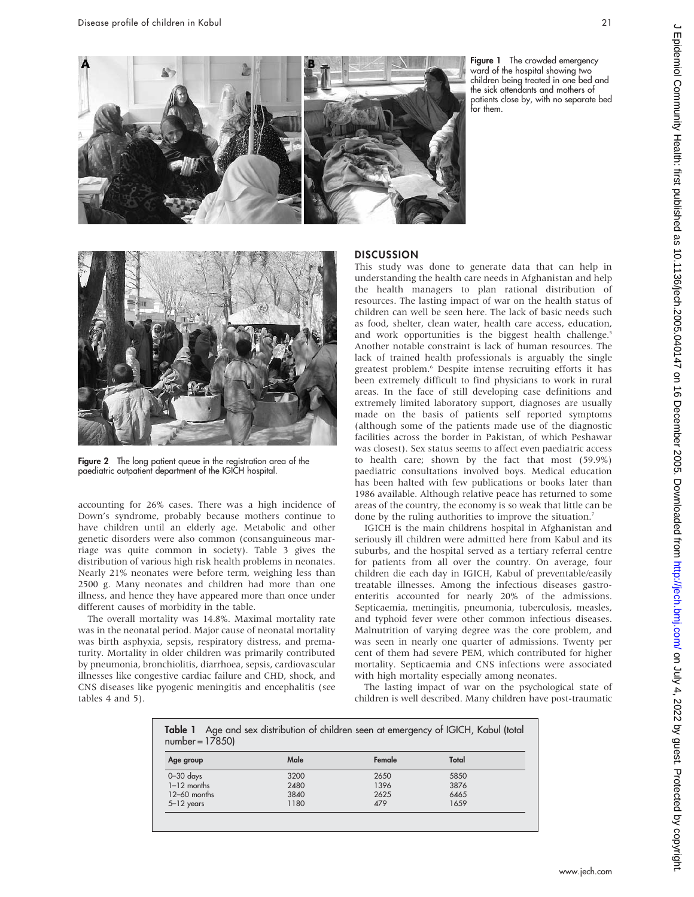Figure 1 The crowded emergency ward of the hospital showing two children being treated in one bed and the sick attendants and mothers of patients close by, with no separate bed for them.

Figure 2 The long patient queue in the registration area of the paediatric outpatient department of the IGICH hospital.

accounting for 26% cases. There was a high incidence of Down's syndrome, probably because mothers continue to have children until an elderly age. Metabolic and other genetic disorders were also common (consanguineous marriage was quite common in society). Table 3 gives the distribution of various high risk health problems in neonates. Nearly 21% neonates were before term, weighing less than 2500 g. Many neonates and children had more than one illness, and hence they have appeared more than once under different causes of morbidity in the table.

The overall mortality was 14.8%. Maximal mortality rate was in the neonatal period. Major cause of neonatal mortality was birth asphyxia, sepsis, respiratory distress, and prematurity. Mortality in older children was primarily contributed by pneumonia, bronchiolitis, diarrhoea, sepsis, cardiovascular illnesses like congestive cardiac failure and CHD, shock, and CNS diseases like pyogenic meningitis and encephalitis (see tables 4 and 5).

## DISCUSSION

This study was done to generate data that can help in understanding the health care needs in Afghanistan and help the health managers to plan rational distribution of resources. The lasting impact of war on the health status of children can well be seen here. The lack of basic needs such as food, shelter, clean water, health care access, education, and work opportunities is the biggest health challenge.[5] Another notable constraint is lack of human resources. The lack of trained health professionals is arguably the single greatest problem.[6] Despite intense recruiting efforts it has been extremely difficult to find physicians to work in rural areas. In the face of still developing case definitions and extremely limited laboratory support, diagnoses are usually made on the basis of patients self reported symptoms (although some of the patients made use of the diagnostic facilities across the border in Pakistan, of which Peshawar was closest). Sex status seems to affect even paediatric access to health care; shown by the fact that most (59.9%) paediatric consultations involved boys. Medical education has been halted with few publications or books later than 1986 available. Although relative peace has returned to some areas of the country, the economy is so weak that little can be done by the ruling authorities to improve the situation.[7]

IGICH is the main childrens hospital in Afghanistan and seriously ill children were admitted here from Kabul and its suburbs, and the hospital served as a tertiary referral centre for patients from all over the country. On average, four children die each day in IGICH, Kabul of preventable/easily treatable illnesses. Among the infectious diseases gastroenteritis accounted for nearly 20% of the admissions. Septicaemia, meningitis, pneumonia, tuberculosis, measles, and typhoid fever were other common infectious diseases. Malnutrition of varying degree was the core problem, and was seen in nearly one quarter of admissions. Twenty per cent of them had severe PEM, which contributed for higher mortality. Septicaemia and CNS infections were associated with high mortality especially among neonates.

The lasting impact of war on the psychological state of children is well described. Many children have post-traumatic

**Table 1** Age and sex distribution of children seen at emergency of IGICH, Kabul (total number = 17850)

| Age group | Male | Female | Total |
|---|---|---|---|
| 0–30 days | 3200 | 2650 | 5850 |
| 1–12 months | 2480 | 1396 | 3876 |
| 12–60 months | 3840 | 2625 | 6465 |
| 5–12 years | 1180 | 479 | 1659 |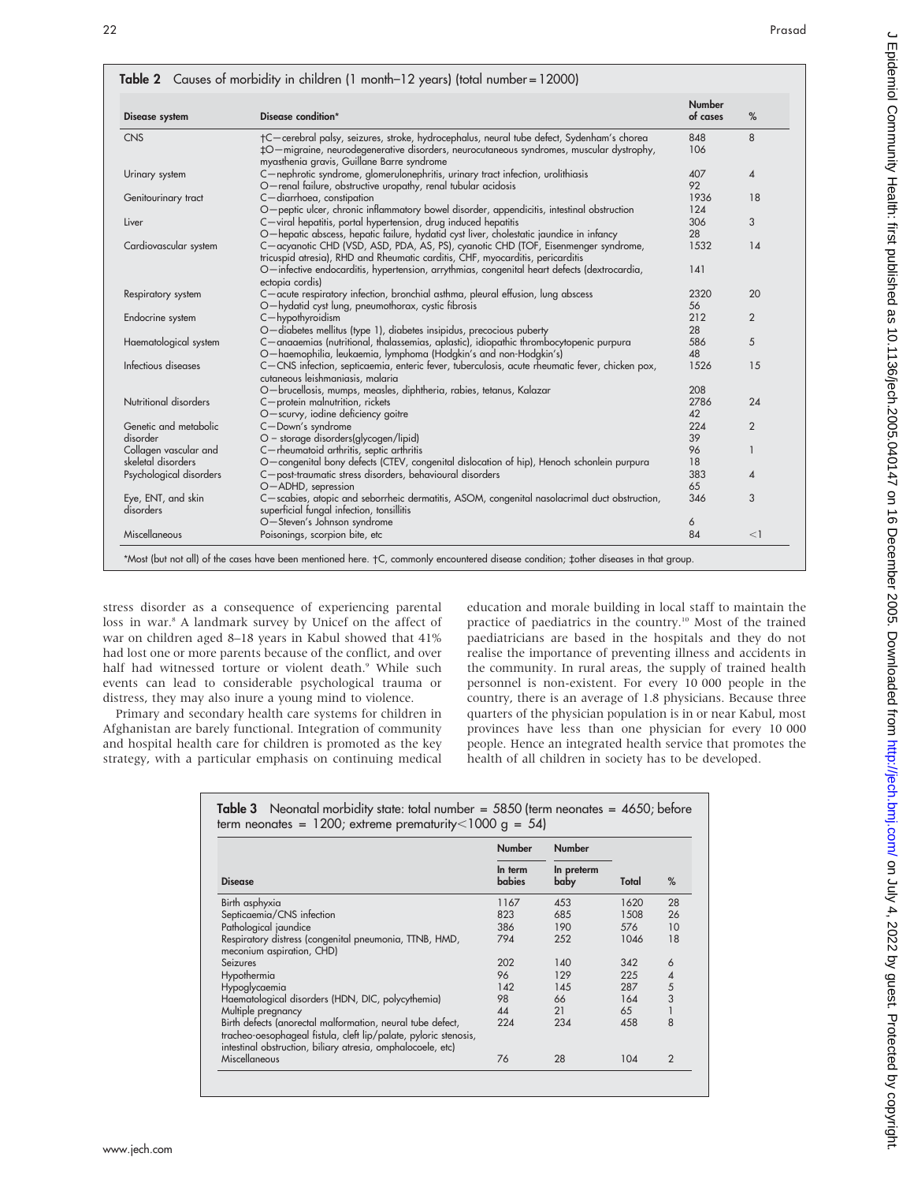**Table 2** Causes of morbidity in children (1 month–12 years) (total number = 12000)

| Disease system | Disease condition* | Number of cases | % |
|---|---|---|---|
| CNS | †C—cerebral palsy, seizures, stroke, hydrocephalus, neural tube defect, Sydenham's chorea | 848 | 8 |
| | ‡O—migraine, neurodegenerative disorders, neurocutaneous syndromes, muscular dystrophy, myasthenia gravis, Guillane Barre syndrome | 106 | |
| Urinary system | C—nephrotic syndrome, glomerulonephritis, urinary tract infection, urolithiasis | 407 | 4 |
| | O—renal failure, obstructive uropathy, renal tubular acidosis | 92 | |
| Genitourinary tract | C—diarrhoea, constipation | 1936 | 18 |
| | O—peptic ulcer, chronic inflammatory bowel disorder, appendicitis, intestinal obstruction | 124 | |
| Liver | C—viral hepatitis, portal hypertension, drug induced hepatitis | 306 | 3 |
| | O—hepatic abscess, hepatic failure, hydatid cyst liver, cholestatic jaundice in infancy | 28 | |
| Cardiovascular system | C—acyanotic CHD (VSD, ASD, PDA, AS, PS), cyanotic CHD (TOF, Eisenmenger syndrome, tricuspid atresia), RHD and Rheumatic carditis, CHF, myocarditis, pericarditis | 1532 | 14 |
| | O—infective endocarditis, hypertension, arrythmias, congenital heart defects (dextrocardia, ectopia cordis) | 141 | |
| Respiratory system | C—acute respiratory infection, bronchial asthma, pleural effusion, lung abscess | 2320 | 20 |
| | O—hydatid cyst lung, pneumothorax, cystic fibrosis | 56 | |
| Endocrine system | C—hypothyroidism | 212 | 2 |
| | O—diabetes mellitus (type 1), diabetes insipidus, precocious puberty | 28 | |
| Haematological system | C—anaaemias (nutritional, thalassemias, aplastic), idiopathic thrombocytopenic purpura | 586 | 5 |
| | O—haemophilia, leukaemia, lymphoma (Hodgkin's and non-Hodgkin's) | 48 | |
| Infectious diseases | C—CNS infection, septicaemia, enteric fever, tuberculosis, acute rheumatic fever, chicken pox, cutaneous leishmaniasis, malaria | 1526 | 15 |
| | O—brucellosis, mumps, measles, diphtheria, rabies, tetanus, Kalazar | 208 | |
| Nutritional disorders | C—protein malnutrition, rickets | 2786 | 24 |
| | O—scurvy, iodine deficiency goitre | 42 | |
| Genetic and metabolic disorder | C—Down's syndrome | 224 | 2 |
| | O – storage disorders(glycogen/lipid) | 39 | |
| Collagen vascular and skeletal disorders | C—rheumatoid arthritis, septic arthritis | 96 | 1 |
| | O—congenital bony defects (CTEV, congenital dislocation of hip), Henoch schonlein purpura | 18 | |
| Psychological disorders | C—post-traumatic stress disorders, behavioural disorders | 383 | 4 |
| | O—ADHD, sepression | 65 | |
| Eye, ENT, and skin disorders | C—scabies, atopic and seborrheic dermatitis, ASOM, congenital nasolacrimal duct obstruction, superficial fungal infection, tonsillitis | 346 | 3 |
| | O—Steven's Johnson syndrome | 6 | |
| Miscellaneous | Poisonings, scorpion bite, etc | 84 | <1 |

*Most (but not all) of the cases have been mentioned here. †C, commonly encountered disease condition; ‡other diseases in that group.

stress disorder as a consequence of experiencing parental loss in war.[8] A landmark survey by Unicef on the affect of war on children aged 8–18 years in Kabul showed that 41% had lost one or more parents because of the conflict, and over half had witnessed torture or violent death.[9] While such events can lead to considerable psychological trauma or distress, they may also inure a young mind to violence.

Primary and secondary health care systems for children in Afghanistan are barely functional. Integration of community and hospital health care for children is promoted as the key strategy, with a particular emphasis on continuing medical education and morale building in local staff to maintain the practice of paediatrics in the country.[10] Most of the trained paediatricians are based in the hospitals and they do not realise the importance of preventing illness and accidents in the community. In rural areas, the supply of trained health personnel is non-existent. For every 10 000 people in the country, there is an average of 1.8 physicians. Because three quarters of the physician population is in or near Kabul, most provinces have less than one physician for every 10 000 people. Hence an integrated health service that promotes the health of all children in society has to be developed.

**Table 3** Neonatal morbidity state: total number = 5850 (term neonates = 4650; before term neonates = 1200; extreme prematurity<1000 g = 54)

| Disease | Number In term babies | Number In preterm baby | Total | % |
|---|---|---|---|---|
| Birth asphyxia | 1167 | 453 | 1620 | 28 |
| Septicaemia/CNS infection | 823 | 685 | 1508 | 26 |
| Pathological jaundice | 386 | 190 | 576 | 10 |
| Respiratory distress (congenital pneumonia, TTNB, HMD, meconium aspiration, CHD) | 794 | 252 | 1046 | 18 |
| Seizures | 202 | 140 | 342 | 6 |
| Hypothermia | 96 | 129 | 225 | 4 |
| Hypoglycaemia | 142 | 145 | 287 | 5 |
| Haematological disorders (HDN, DIC, polycythemia) | 98 | 66 | 164 | 3 |
| Multiple pregnancy | 44 | 21 | 65 | 1 |
| Birth defects (anorectal malformation, neural tube defect, tracheo-oesophageal fistula, cleft lip/palate, pyloric stenosis, intestinal obstruction, biliary atresia, omphalocoele, etc) | 224 | 234 | 458 | 8 |
| Miscellaneous | 76 | 28 | 104 | 2 |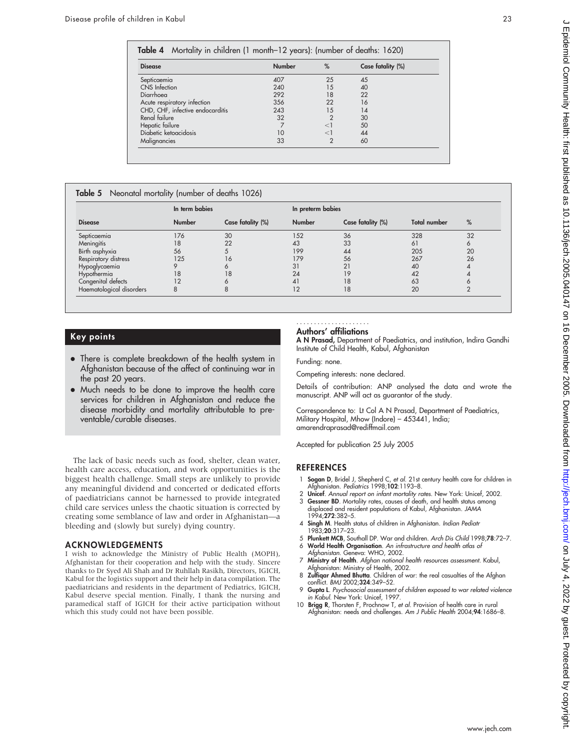**Table 4** Mortality in children (1 month–12 years): (number of deaths: 1620)

| Disease | Number | % | Case fatality (%) |
|---|---|---|---|
| Septicaemia | 407 | 25 | 45 |
| CNS Infection | 240 | 15 | 40 |
| Diarrhoea | 292 | 18 | 22 |
| Acute respiratory infection | 356 | 22 | 16 |
| CHD, CHF, infective endocarditis | 243 | 15 | 14 |
| Renal failure | 32 | 2 | 30 |
| Hepatic failure | 7 | <1 | 50 |
| Diabetic ketoacidosis | 10 | <1 | 44 |
| Malignancies | 33 | 2 | 60 |

**Table 5** Neonatal mortality (number of deaths 1026)

| | In term babies | | In preterm babies | | | |
|---|---|---|---|---|---|---|
| **Disease** | **Number** | **Case fatality (%)** | **Number** | **Case fatality (%)** | **Total number** | **%** |
| Septicaemia | 176 | 30 | 152 | 36 | 328 | 32 |
| Meningitis | 18 | 22 | 43 | 33 | 61 | 6 |
| Birth asphyxia | 56 | 5 | 199 | 44 | 205 | 20 |
| Respiratory distress | 125 | 16 | 179 | 56 | 267 | 26 |
| Hypoglycaemia | 9 | 6 | 31 | 21 | 40 | 4 |
| Hypothermia | 18 | 18 | 24 | 19 | 42 | 4 |
| Congenital defects | 12 | 6 | 41 | 18 | 63 | 6 |
| Haematological disorders | 8 | 8 | 12 | 18 | 20 | 2 |

### Key points

- There is complete breakdown of the health system in Afghanistan because of the affect of continuing war in the past 20 years.
- Much needs to be done to improve the health care services for children in Afghanistan and reduce the disease morbidity and mortality attributable to preventable/curable diseases.

The lack of basic needs such as food, shelter, clean water, health care access, education, and work opportunities is the biggest health challenge. Small steps are unlikely to provide any meaningful dividend and concerted or dedicated efforts of paediatricians cannot be harnessed to provide integrated child care services unless the chaotic situation is corrected by creating some semblance of law and order in Afghanistan—a bleeding and (slowly but surely) dying country.

## ACKNOWLEDGEMENTS

I wish to acknowledge the Ministry of Public Health (MOPH), Afghanistan for their cooperation and help with the study. Sincere thanks to Dr Syed Ali Shah and Dr Ruhllah Rasikh, Directors, IGICH, Kabul for the logistics support and their help in data compilation. The paediatricians and residents in the department of Pediatrics, IGICH, Kabul deserve special mention. Finally, I thank the nursing and paramedical staff of IGICH for their active participation without which this study could not have been possible.

### Authors' affiliations

**A N Prasad,** Department of Paediatrics, and institution, Indira Gandhi Institute of Child Health, Kabul, Afghanistan

Funding: none.

Competing interests: none declared.

Details of contribution: ANP analysed the data and wrote the manuscript. ANP will act as guarantor of the study.

Correspondence to: Lt Col A N Prasad, Department of Paediatrics, Military Hospital, Mhow (Indore) – 453441, India; amarendraprasad@rediffmail.com

Accepted for publication 25 July 2005

## REFERENCES

1. **Sogan D**, Bridel J, Shepherd C, *et al*. 21st century health care for children in Afghanistan. *Pediatrics* 1998;**102**:1193–8.
2. **Unicef**. *Annual report on infant mortality rates*. New York: Unicef, 2002.
3. **Gessner BD**. Mortality rates, causes of death, and health status among displaced and resident populations of Kabul, Afghanistan. *JAMA* 1994;**272**:382–5.
4. **Singh M**. Health status of children in Afghanistan. *Indian Pediatr* 1983;**20**:317–23.
5. **Plunkett MCB**, Southall DP. War and children. *Arch Dis Child* 1998;**78**:72–7.
6. **World Health Organisation**. *An infrastructure and health atlas of Afghanistan*. Geneva: WHO, 2002.
7. **Ministry of Health**. *Afghan national health resources assessment*. Kabul, Afghanistan: Ministry of Health, 2002.
8. **Zulfiqar Ahmed Bhutta**. Children of war: the real casualties of the Afghan conflict. *BMJ* 2002;**324**:349–52.
9. **Gupta L**. *Psychosocial assessment of children exposed to war related violence in Kabul*. New York: Unicef, 1997.
10. **Brigg R**, Thorsten F, Prochnow T, *et al*. Provision of health care in rural Afghanistan: needs and challenges. *Am J Public Health* 2004;**94**:1686–8.